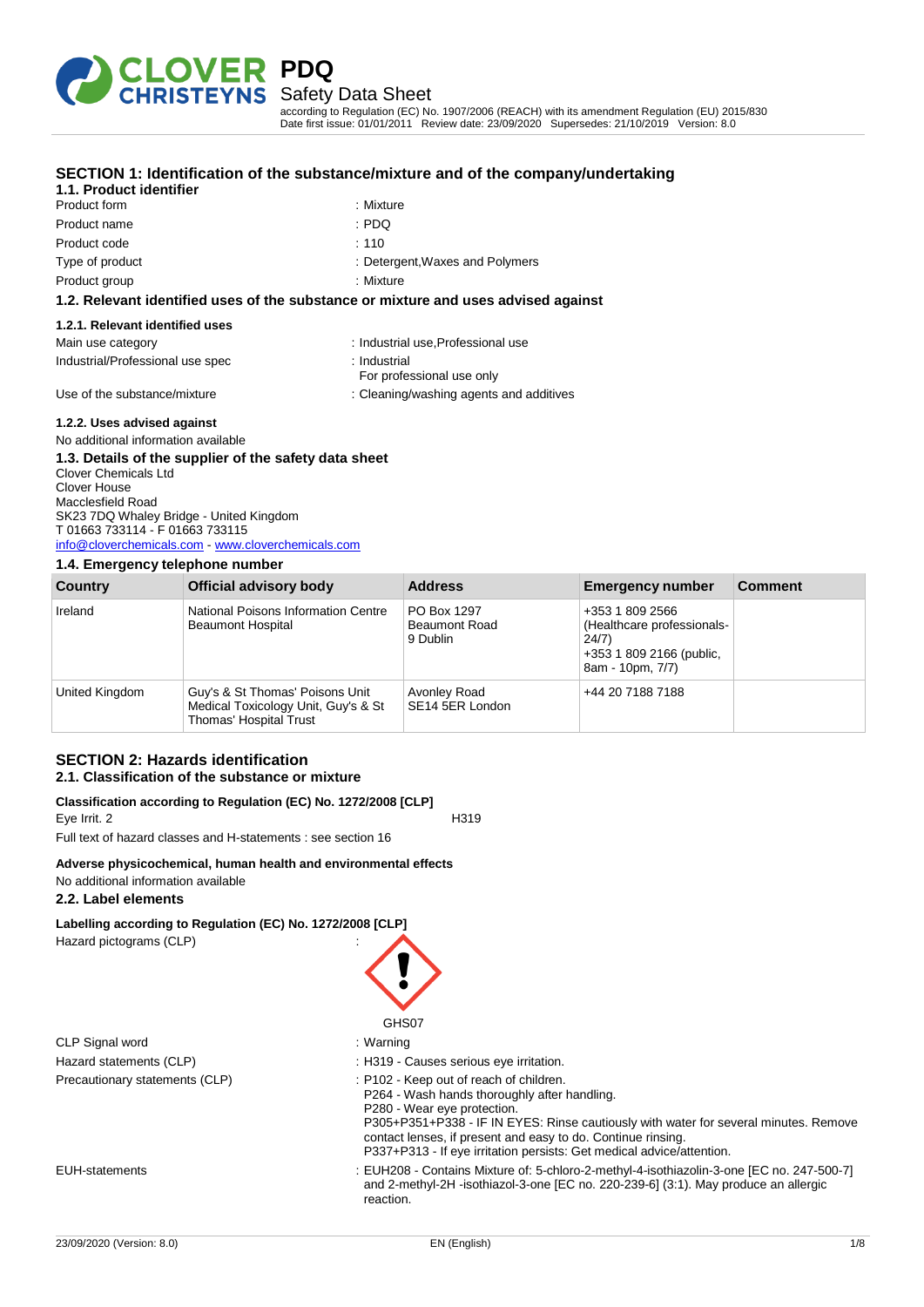# PDQ

## Safety Data Sheet

according to Regulation (EC) No. 1907/2006 (REACH) with its amendment Regulation (EU) 2015/830
Date first issue: 01/01/2011 Review date: 23/09/2020 Supersedes: 21/10/2019 Version: 8.0

## SECTION 1: Identification of the substance/mixture and of the company/undertaking

### 1.1. Product identifier

| | |
|---|---|
| Product form | : Mixture |
| Product name | : PDQ |
| Product code | : 110 |
| Type of product | : Detergent,Waxes and Polymers |
| Product group | : Mixture |

### 1.2. Relevant identified uses of the substance or mixture and uses advised against

#### 1.2.1. Relevant identified uses

| | |
|---|---|
| Main use category | : Industrial use,Professional use |
| Industrial/Professional use spec | : Industrial<br>For professional use only |
| Use of the substance/mixture | : Cleaning/washing agents and additives |

#### 1.2.2. Uses advised against

No additional information available

### 1.3. Details of the supplier of the safety data sheet

Clover Chemicals Ltd
Clover House
Macclesfield Road
SK23 7DQ Whaley Bridge - United Kingdom
T 01663 733114 - F 01663 733115
info@cloverchemicals.com - www.cloverchemicals.com

### 1.4. Emergency telephone number

| Country | Official advisory body | Address | Emergency number | Comment |
|---|---|---|---|---|
| Ireland | National Poisons Information Centre Beaumont Hospital | PO Box 1297 Beaumont Road 9 Dublin | +353 1 809 2566 (Healthcare professionals-24/7) +353 1 809 2166 (public, 8am - 10pm, 7/7) | |
| United Kingdom | Guy's & St Thomas' Poisons Unit Medical Toxicology Unit, Guy's & St Thomas' Hospital Trust | Avonley Road SE14 5ER London | +44 20 7188 7188 | |

## SECTION 2: Hazards identification

### 2.1. Classification of the substance or mixture

**Classification according to Regulation (EC) No. 1272/2008 [CLP]**

Eye Irrit. 2 H319

Full text of hazard classes and H-statements : see section 16

**Adverse physicochemical, human health and environmental effects**

No additional information available

### 2.2. Label elements

**Labelling according to Regulation (EC) No. 1272/2008 [CLP]**

Hazard pictograms (CLP) :

GHS07

| | |
|---|---|
| CLP Signal word | : Warning |
| Hazard statements (CLP) | : H319 - Causes serious eye irritation. |
| Precautionary statements (CLP) | : P102 - Keep out of reach of children.<br>P264 - Wash hands thoroughly after handling.<br>P280 - Wear eye protection.<br>P305+P351+P338 - IF IN EYES: Rinse cautiously with water for several minutes. Remove contact lenses, if present and easy to do. Continue rinsing.<br>P337+P313 - If eye irritation persists: Get medical advice/attention. |
| EUH-statements | : EUH208 - Contains Mixture of: 5-chloro-2-methyl-4-isothiazolin-3-one [EC no. 247-500-7] and 2-methyl-2H -isothiazol-3-one [EC no. 220-239-6] (3:1). May produce an allergic reaction. |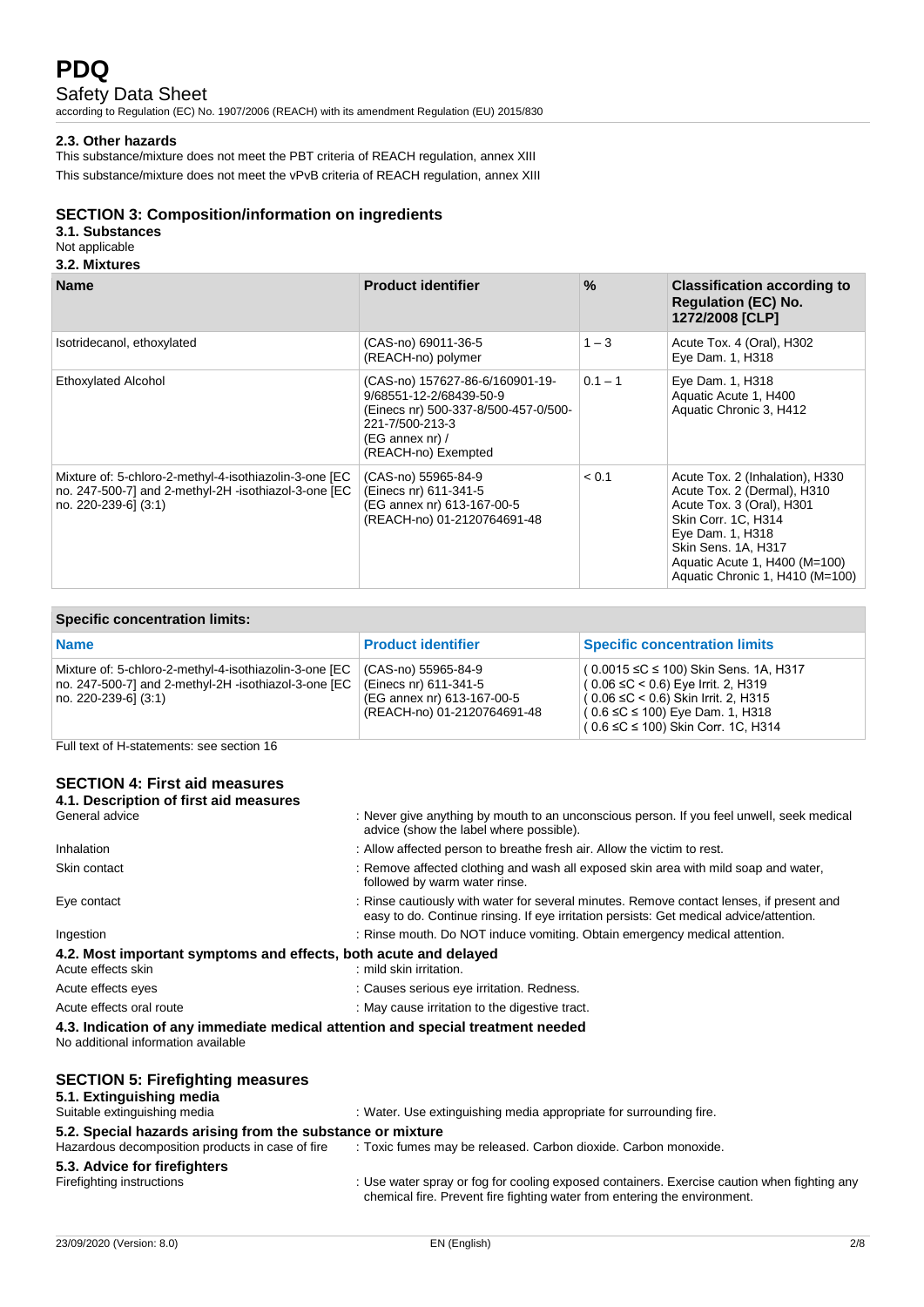### 2.3. Other hazards

This substance/mixture does not meet the PBT criteria of REACH regulation, annex XIII

This substance/mixture does not meet the vPvB criteria of REACH regulation, annex XIII

## SECTION 3: Composition/information on ingredients

### 3.1. Substances

Not applicable

### 3.2. Mixtures

| Name | Product identifier | % | Classification according to Regulation (EC) No. 1272/2008 [CLP] |
|---|---|---|---|
| Isotridecanol, ethoxylated | (CAS-no) 69011-36-5<br>(REACH-no) polymer | 1 – 3 | Acute Tox. 4 (Oral), H302<br>Eye Dam. 1, H318 |
| Ethoxylated Alcohol | (CAS-no) 157627-86-6/160901-19-9/68551-12-2/68439-50-9<br>(Einecs nr) 500-337-8/500-457-0/500-221-7/500-213-3<br>(EG annex nr) /<br>(REACH-no) Exempted | 0.1 – 1 | Eye Dam. 1, H318<br>Aquatic Acute 1, H400<br>Aquatic Chronic 3, H412 |
| Mixture of: 5-chloro-2-methyl-4-isothiazolin-3-one [EC no. 247-500-7] and 2-methyl-2H -isothiazol-3-one [EC no. 220-239-6] (3:1) | (CAS-no) 55965-84-9<br>(Einecs nr) 611-341-5<br>(EG annex nr) 613-167-00-5<br>(REACH-no) 01-2120764691-48 | < 0.1 | Acute Tox. 2 (Inhalation), H330<br>Acute Tox. 2 (Dermal), H310<br>Acute Tox. 3 (Oral), H301<br>Skin Corr. 1C, H314<br>Eye Dam. 1, H318<br>Skin Sens. 1A, H317<br>Aquatic Acute 1, H400 (M=100)<br>Aquatic Chronic 1, H410 (M=100) |

| Specific concentration limits: | | |
|---|---|---|
| **Name** | **Product identifier** | **Specific concentration limits** |
| Mixture of: 5-chloro-2-methyl-4-isothiazolin-3-one [EC no. 247-500-7] and 2-methyl-2H -isothiazol-3-one [EC no. 220-239-6] (3:1) | (CAS-no) 55965-84-9<br>(Einecs nr) 611-341-5<br>(EG annex nr) 613-167-00-5<br>(REACH-no) 01-2120764691-48 | ( 0.0015 ≤C ≤ 100) Skin Sens. 1A, H317<br>( 0.06 ≤C < 0.6) Eye Irrit. 2, H319<br>( 0.06 ≤C < 0.6) Skin Irrit. 2, H315<br>( 0.6 ≤C ≤ 100) Eye Dam. 1, H318<br>( 0.6 ≤C ≤ 100) Skin Corr. 1C, H314 |

Full text of H-statements: see section 16

## SECTION 4: First aid measures

### 4.1. Description of first aid measures

General advice : Never give anything by mouth to an unconscious person. If you feel unwell, seek medical advice (show the label where possible).

Inhalation : Allow affected person to breathe fresh air. Allow the victim to rest.

Skin contact : Remove affected clothing and wash all exposed skin area with mild soap and water, followed by warm water rinse.

Eye contact : Rinse cautiously with water for several minutes. Remove contact lenses, if present and easy to do. Continue rinsing. If eye irritation persists: Get medical advice/attention.

Ingestion : Rinse mouth. Do NOT induce vomiting. Obtain emergency medical attention.

### 4.2. Most important symptoms and effects, both acute and delayed

Acute effects skin : mild skin irritation.

Acute effects eyes : Causes serious eye irritation. Redness.

Acute effects oral route : May cause irritation to the digestive tract.

### 4.3. Indication of any immediate medical attention and special treatment needed

No additional information available

## SECTION 5: Firefighting measures

### 5.1. Extinguishing media

Suitable extinguishing media : Water. Use extinguishing media appropriate for surrounding fire.

### 5.2. Special hazards arising from the substance or mixture

Hazardous decomposition products in case of fire : Toxic fumes may be released. Carbon dioxide. Carbon monoxide.

### 5.3. Advice for firefighters

Firefighting instructions : Use water spray or fog for cooling exposed containers. Exercise caution when fighting any chemical fire. Prevent fire fighting water from entering the environment.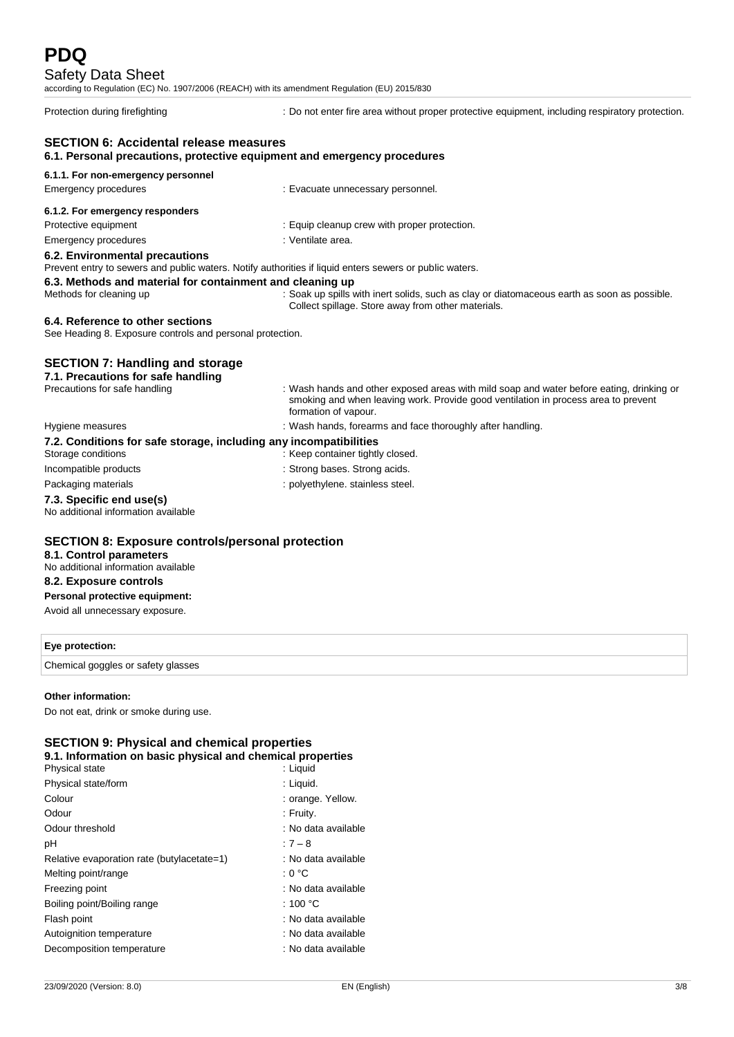Protection during firefighting : Do not enter fire area without proper protective equipment, including respiratory protection.

## SECTION 6: Accidental release measures

### 6.1. Personal precautions, protective equipment and emergency procedures

#### 6.1.1. For non-emergency personnel

Emergency procedures : Evacuate unnecessary personnel.

#### 6.1.2. For emergency responders

Protective equipment : Equip cleanup crew with proper protection.

Emergency procedures : Ventilate area.

### 6.2. Environmental precautions

Prevent entry to sewers and public waters. Notify authorities if liquid enters sewers or public waters.

### 6.3. Methods and material for containment and cleaning up

Methods for cleaning up : Soak up spills with inert solids, such as clay or diatomaceous earth as soon as possible. Collect spillage. Store away from other materials.

### 6.4. Reference to other sections

See Heading 8. Exposure controls and personal protection.

## SECTION 7: Handling and storage

### 7.1. Precautions for safe handling

Precautions for safe handling : Wash hands and other exposed areas with mild soap and water before eating, drinking or smoking and when leaving work. Provide good ventilation in process area to prevent formation of vapour.

Hygiene measures : Wash hands, forearms and face thoroughly after handling.

### 7.2. Conditions for safe storage, including any incompatibilities

Storage conditions : Keep container tightly closed.

Incompatible products : Strong bases. Strong acids.

Packaging materials : polyethylene. stainless steel.

### 7.3. Specific end use(s)

No additional information available

## SECTION 8: Exposure controls/personal protection

### 8.1. Control parameters

No additional information available

### 8.2. Exposure controls

**Personal protective equipment:**

Avoid all unnecessary exposure.

| Eye protection: |
| --- |
| Chemical goggles or safety glasses |

**Other information:**

Do not eat, drink or smoke during use.

## SECTION 9: Physical and chemical properties

### 9.1. Information on basic physical and chemical properties

| | |
| --- | --- |
| Physical state | : Liquid |
| Physical state/form | : Liquid. |
| Colour | : orange. Yellow. |
| Odour | : Fruity. |
| Odour threshold | : No data available |
| pH | : 7 – 8 |
| Relative evaporation rate (butylacetate=1) | : No data available |
| Melting point/range | : 0 °C |
| Freezing point | : No data available |
| Boiling point/Boiling range | : 100 °C |
| Flash point | : No data available |
| Autoignition temperature | : No data available |
| Decomposition temperature | : No data available |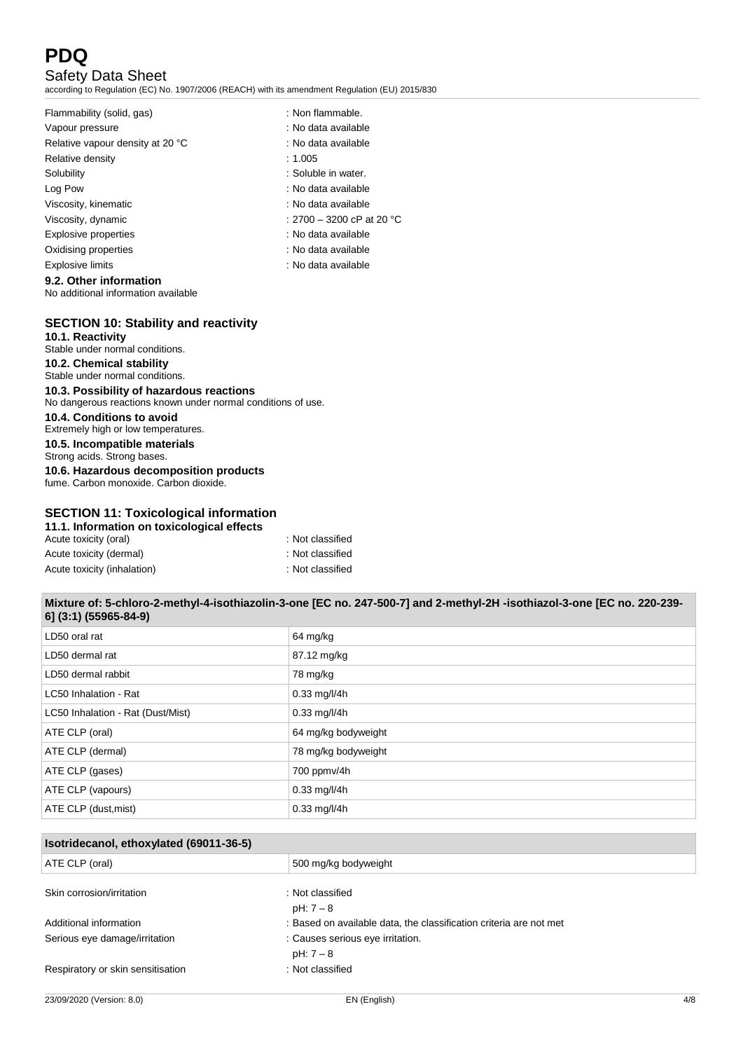| | |
|---|---|
| Flammability (solid, gas) | : Non flammable. |
| Vapour pressure | : No data available |
| Relative vapour density at 20 °C | : No data available |
| Relative density | : 1.005 |
| Solubility | : Soluble in water. |
| Log Pow | : No data available |
| Viscosity, kinematic | : No data available |
| Viscosity, dynamic | : 2700 – 3200 cP at 20 °C |
| Explosive properties | : No data available |
| Oxidising properties | : No data available |
| Explosive limits | : No data available |

### 9.2. Other information

No additional information available

## SECTION 10: Stability and reactivity

### 10.1. Reactivity

Stable under normal conditions.

### 10.2. Chemical stability

Stable under normal conditions.

### 10.3. Possibility of hazardous reactions

No dangerous reactions known under normal conditions of use.

### 10.4. Conditions to avoid

Extremely high or low temperatures.

### 10.5. Incompatible materials

Strong acids. Strong bases.

### 10.6. Hazardous decomposition products

fume. Carbon monoxide. Carbon dioxide.

## SECTION 11: Toxicological information

### 11.1. Information on toxicological effects

| | |
|---|---|
| Acute toxicity (oral) | : Not classified |
| Acute toxicity (dermal) | : Not classified |
| Acute toxicity (inhalation) | : Not classified |

| **Mixture of: 5-chloro-2-methyl-4-isothiazolin-3-one [EC no. 247-500-7] and 2-methyl-2H -isothiazol-3-one [EC no. 220-239-6] (3:1) (55965-84-9)** | |
|---|---|
| LD50 oral rat | 64 mg/kg |
| LD50 dermal rat | 87.12 mg/kg |
| LD50 dermal rabbit | 78 mg/kg |
| LC50 Inhalation - Rat | 0.33 mg/l/4h |
| LC50 Inhalation - Rat (Dust/Mist) | 0.33 mg/l/4h |
| ATE CLP (oral) | 64 mg/kg bodyweight |
| ATE CLP (dermal) | 78 mg/kg bodyweight |
| ATE CLP (gases) | 700 ppmv/4h |
| ATE CLP (vapours) | 0.33 mg/l/4h |
| ATE CLP (dust,mist) | 0.33 mg/l/4h |

| **Isotridecanol, ethoxylated (69011-36-5)** | |
|---|---|
| ATE CLP (oral) | 500 mg/kg bodyweight |

| | |
|---|---|
| Skin corrosion/irritation | : Not classified<br>pH: 7 – 8 |
| Additional information | : Based on available data, the classification criteria are not met |
| Serious eye damage/irritation | : Causes serious eye irritation.<br>pH: 7 – 8 |
| Respiratory or skin sensitisation | : Not classified |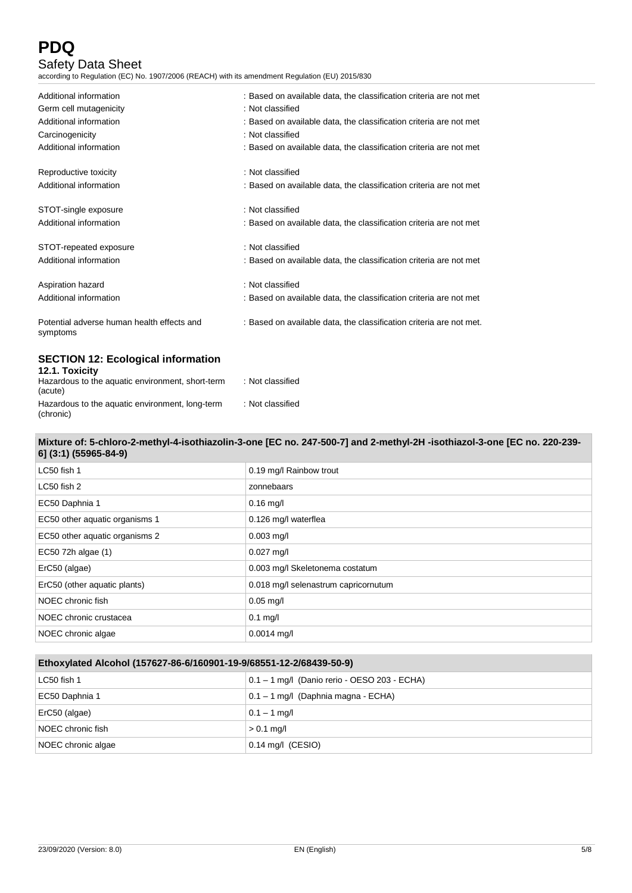Additional information : Based on available data, the classification criteria are not met

Germ cell mutagenicity : Not classified

Additional information : Based on available data, the classification criteria are not met

Carcinogenicity : Not classified

Additional information : Based on available data, the classification criteria are not met

Reproductive toxicity : Not classified

Additional information : Based on available data, the classification criteria are not met

STOT-single exposure : Not classified

Additional information : Based on available data, the classification criteria are not met

STOT-repeated exposure : Not classified

Additional information : Based on available data, the classification criteria are not met

Aspiration hazard : Not classified

Additional information : Based on available data, the classification criteria are not met

Potential adverse human health effects and symptoms : Based on available data, the classification criteria are not met.

## SECTION 12: Ecological information

### 12.1. Toxicity

Hazardous to the aquatic environment, short-term (acute) : Not classified

Hazardous to the aquatic environment, long-term (chronic) : Not classified

| Mixture of: 5-chloro-2-methyl-4-isothiazolin-3-one [EC no. 247-500-7] and 2-methyl-2H -isothiazol-3-one [EC no. 220-239-6] (3:1) (55965-84-9) | |
|---|---|
| LC50 fish 1 | 0.19 mg/l Rainbow trout |
| LC50 fish 2 | zonnebaars |
| EC50 Daphnia 1 | 0.16 mg/l |
| EC50 other aquatic organisms 1 | 0.126 mg/l waterflea |
| EC50 other aquatic organisms 2 | 0.003 mg/l |
| EC50 72h algae (1) | 0.027 mg/l |
| ErC50 (algae) | 0.003 mg/l Skeletonema costatum |
| ErC50 (other aquatic plants) | 0.018 mg/l selenastrum capricornutum |
| NOEC chronic fish | 0.05 mg/l |
| NOEC chronic crustacea | 0.1 mg/l |
| NOEC chronic algae | 0.0014 mg/l |

| Ethoxylated Alcohol (157627-86-6/160901-19-9/68551-12-2/68439-50-9) | |
|---|---|
| LC50 fish 1 | 0.1 – 1 mg/l (Danio rerio - OESO 203 - ECHA) |
| EC50 Daphnia 1 | 0.1 – 1 mg/l (Daphnia magna - ECHA) |
| ErC50 (algae) | 0.1 – 1 mg/l |
| NOEC chronic fish | > 0.1 mg/l |
| NOEC chronic algae | 0.14 mg/l (CESIO) |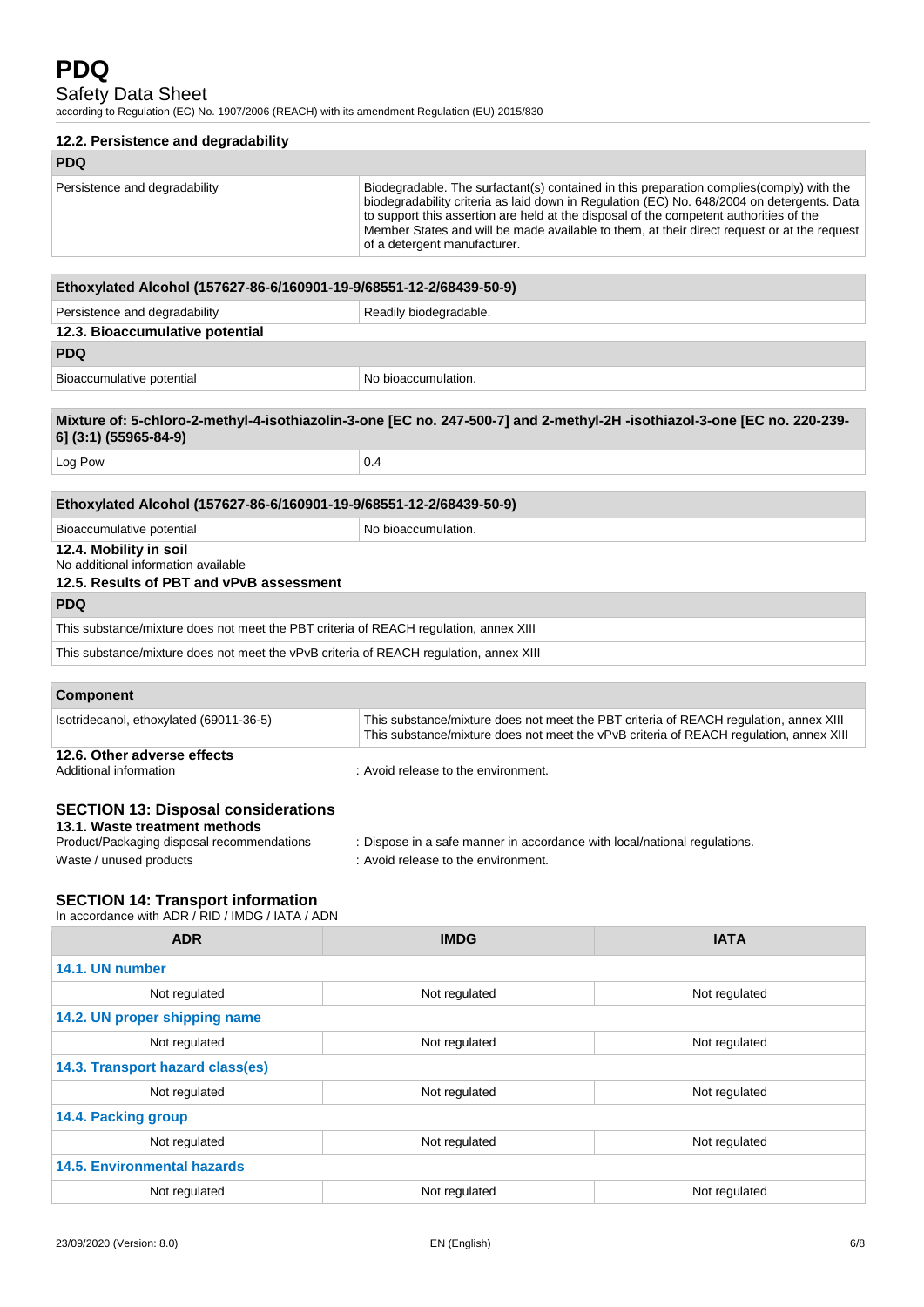### 12.2. Persistence and degradability

| PDQ | |
|---|---|
| Persistence and degradability | Biodegradable. The surfactant(s) contained in this preparation complies(comply) with the biodegradability criteria as laid down in Regulation (EC) No. 648/2004 on detergents. Data to support this assertion are held at the disposal of the competent authorities of the Member States and will be made available to them, at their direct request or at the request of a detergent manufacturer. |

| Ethoxylated Alcohol (157627-86-6/160901-19-9/68551-12-2/68439-50-9) | |
|---|---|
| Persistence and degradability | Readily biodegradable. |

### 12.3. Bioaccumulative potential

| PDQ | |
|---|---|
| Bioaccumulative potential | No bioaccumulation. |

| Mixture of: 5-chloro-2-methyl-4-isothiazolin-3-one [EC no. 247-500-7] and 2-methyl-2H -isothiazol-3-one [EC no. 220-239-6] (3:1) (55965-84-9) | |
|---|---|
| Log Pow | 0.4 |

| Ethoxylated Alcohol (157627-86-6/160901-19-9/68551-12-2/68439-50-9) | |
|---|---|
| Bioaccumulative potential | No bioaccumulation. |

### 12.4. Mobility in soil

No additional information available

### 12.5. Results of PBT and vPvB assessment

| PDQ |
|---|
| This substance/mixture does not meet the PBT criteria of REACH regulation, annex XIII |
| This substance/mixture does not meet the vPvB criteria of REACH regulation, annex XIII |

| Component | |
|---|---|
| Isotridecanol, ethoxylated (69011-36-5) | This substance/mixture does not meet the PBT criteria of REACH regulation, annex XIII<br>This substance/mixture does not meet the vPvB criteria of REACH regulation, annex XIII |

### 12.6. Other adverse effects

Additional information : Avoid release to the environment.

## SECTION 13: Disposal considerations

### 13.1. Waste treatment methods

Product/Packaging disposal recommendations : Dispose in a safe manner in accordance with local/national regulations.

Waste / unused products : Avoid release to the environment.

## SECTION 14: Transport information

In accordance with ADR / RID / IMDG / IATA / ADN

| ADR | IMDG | IATA |
|---|---|---|
| **14.1. UN number** | | |
| Not regulated | Not regulated | Not regulated |
| **14.2. UN proper shipping name** | | |
| Not regulated | Not regulated | Not regulated |
| **14.3. Transport hazard class(es)** | | |
| Not regulated | Not regulated | Not regulated |
| **14.4. Packing group** | | |
| Not regulated | Not regulated | Not regulated |
| **14.5. Environmental hazards** | | |
| Not regulated | Not regulated | Not regulated |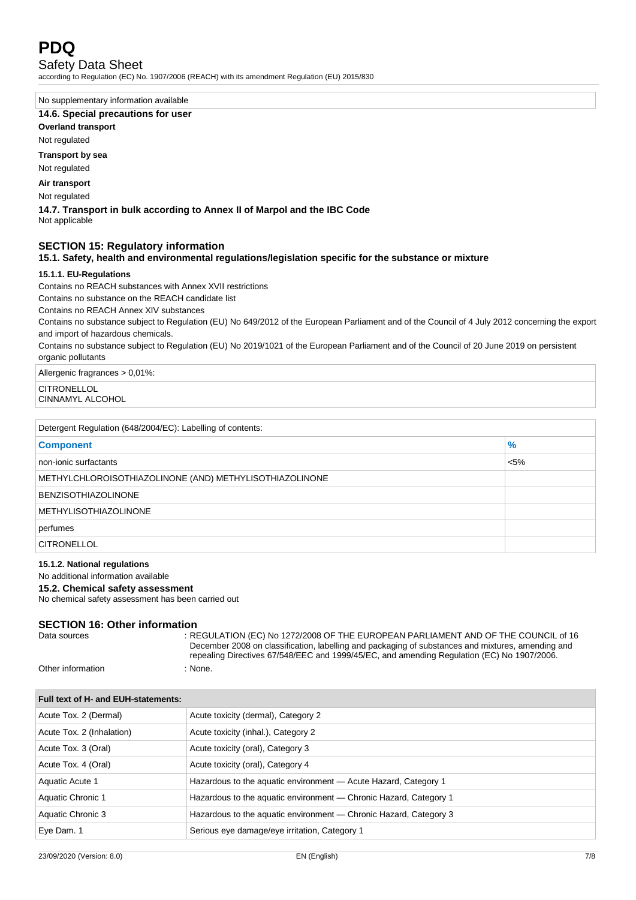No supplementary information available

### 14.6. Special precautions for user

**Overland transport**

Not regulated

**Transport by sea**

Not regulated

**Air transport**

Not regulated

### 14.7. Transport in bulk according to Annex II of Marpol and the IBC Code

Not applicable

## SECTION 15: Regulatory information

### 15.1. Safety, health and environmental regulations/legislation specific for the substance or mixture

#### 15.1.1. EU-Regulations

Contains no REACH substances with Annex XVII restrictions

Contains no substance on the REACH candidate list

Contains no REACH Annex XIV substances

Contains no substance subject to Regulation (EU) No 649/2012 of the European Parliament and of the Council of 4 July 2012 concerning the export and import of hazardous chemicals.

Contains no substance subject to Regulation (EU) No 2019/1021 of the European Parliament and of the Council of 20 June 2019 on persistent organic pollutants

| Allergenic fragrances > 0,01%: |
|---|
| CITRONELLOL<br>CINNAMYL ALCOHOL |

Detergent Regulation (648/2004/EC): Labelling of contents:

| Component | % |
|---|---|
| non-ionic surfactants | <5% |
| METHYLCHLOROISOTHIAZOLINONE (AND) METHYLISOTHIAZOLINONE | |
| BENZISOTHIAZOLINONE | |
| METHYLISOTHIAZOLINONE | |
| perfumes | |
| CITRONELLOL | |

#### 15.1.2. National regulations

No additional information available

### 15.2. Chemical safety assessment

No chemical safety assessment has been carried out

## SECTION 16: Other information

Data sources : REGULATION (EC) No 1272/2008 OF THE EUROPEAN PARLIAMENT AND OF THE COUNCIL of 16 December 2008 on classification, labelling and packaging of substances and mixtures, amending and repealing Directives 67/548/EEC and 1999/45/EC, and amending Regulation (EC) No 1907/2006.

Other information : None.

| Full text of H- and EUH-statements: | |
|---|---|
| Acute Tox. 2 (Dermal) | Acute toxicity (dermal), Category 2 |
| Acute Tox. 2 (Inhalation) | Acute toxicity (inhal.), Category 2 |
| Acute Tox. 3 (Oral) | Acute toxicity (oral), Category 3 |
| Acute Tox. 4 (Oral) | Acute toxicity (oral), Category 4 |
| Aquatic Acute 1 | Hazardous to the aquatic environment — Acute Hazard, Category 1 |
| Aquatic Chronic 1 | Hazardous to the aquatic environment — Chronic Hazard, Category 1 |
| Aquatic Chronic 3 | Hazardous to the aquatic environment — Chronic Hazard, Category 3 |
| Eye Dam. 1 | Serious eye damage/eye irritation, Category 1 |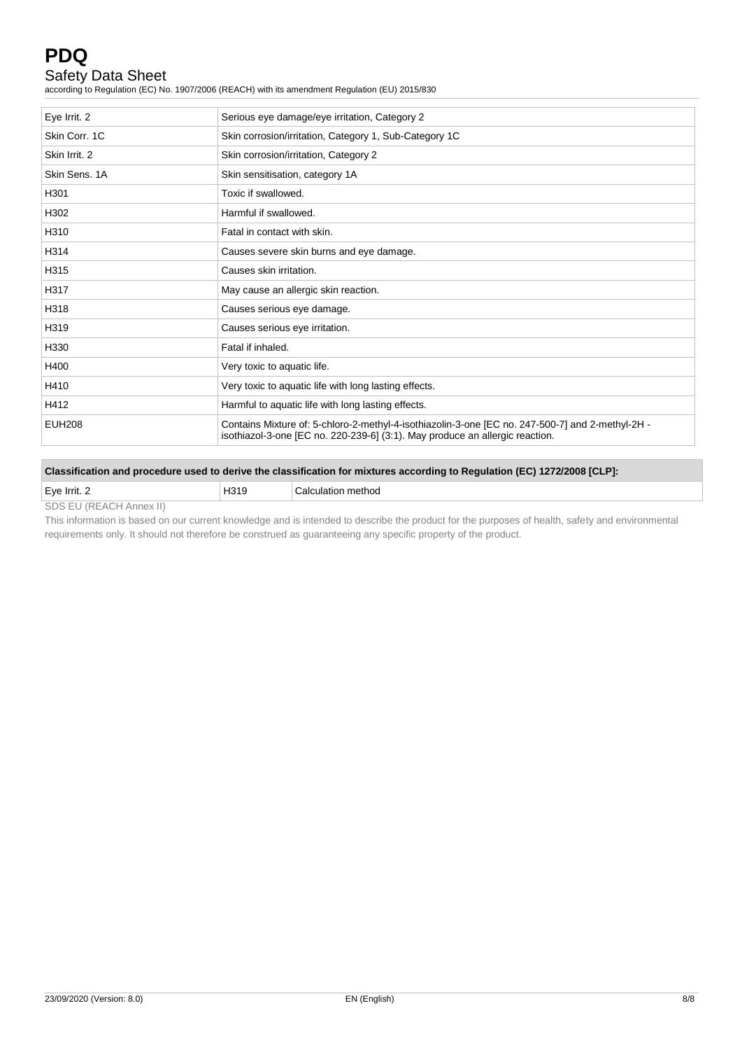| | |
|---|---|
| Eye Irrit. 2 | Serious eye damage/eye irritation, Category 2 |
| Skin Corr. 1C | Skin corrosion/irritation, Category 1, Sub-Category 1C |
| Skin Irrit. 2 | Skin corrosion/irritation, Category 2 |
| Skin Sens. 1A | Skin sensitisation, category 1A |
| H301 | Toxic if swallowed. |
| H302 | Harmful if swallowed. |
| H310 | Fatal in contact with skin. |
| H314 | Causes severe skin burns and eye damage. |
| H315 | Causes skin irritation. |
| H317 | May cause an allergic skin reaction. |
| H318 | Causes serious eye damage. |
| H319 | Causes serious eye irritation. |
| H330 | Fatal if inhaled. |
| H400 | Very toxic to aquatic life. |
| H410 | Very toxic to aquatic life with long lasting effects. |
| H412 | Harmful to aquatic life with long lasting effects. |
| EUH208 | Contains Mixture of: 5-chloro-2-methyl-4-isothiazolin-3-one [EC no. 247-500-7] and 2-methyl-2H -isothiazol-3-one [EC no. 220-239-6] (3:1). May produce an allergic reaction. |

| Classification and procedure used to derive the classification for mixtures according to Regulation (EC) 1272/2008 [CLP]: | | |
|---|---|---|
| Eye Irrit. 2 | H319 | Calculation method |

SDS EU (REACH Annex II)

This information is based on our current knowledge and is intended to describe the product for the purposes of health, safety and environmental requirements only. It should not therefore be construed as guaranteeing any specific property of the product.